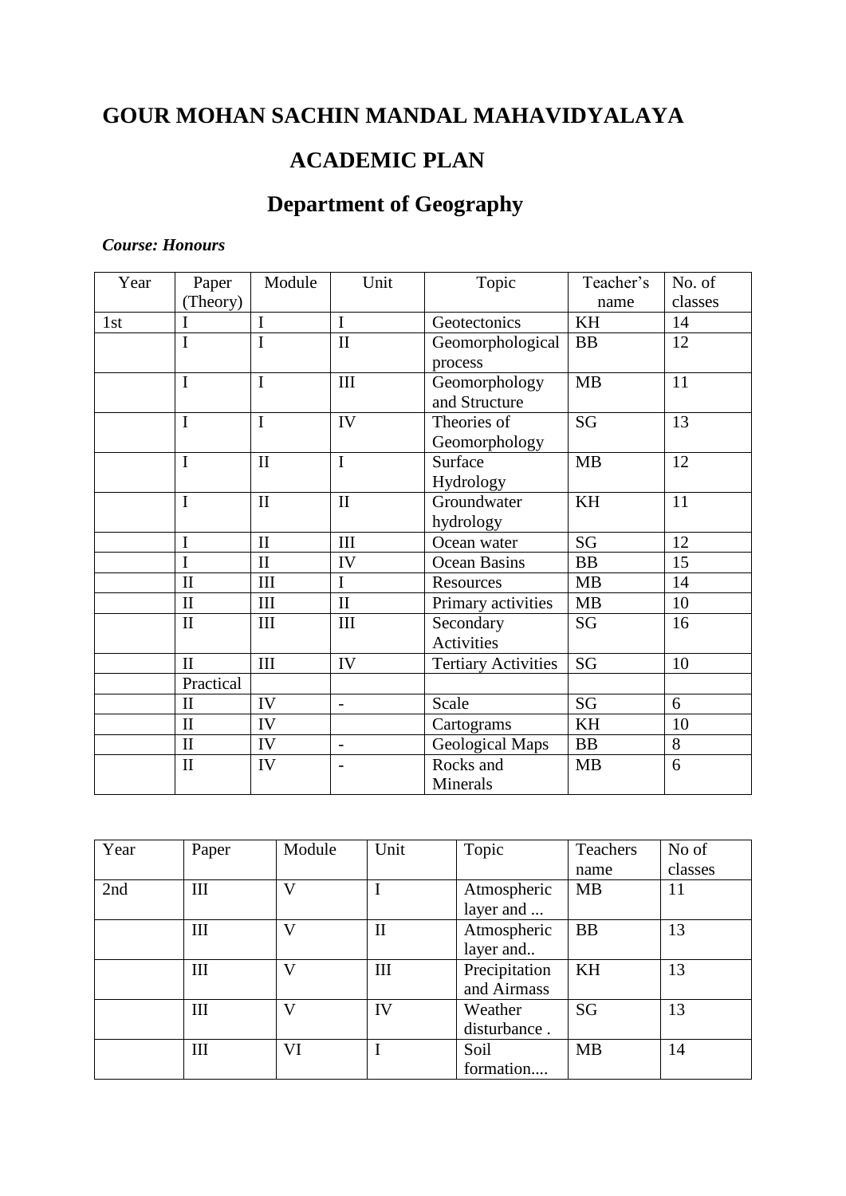# GOUR MOHAN SACHIN MANDAL MAHAVIDYALAYA

## ACADEMIC PLAN

## Department of Geography

***Course: Honours***

| Year | Paper (Theory) | Module | Unit | Topic | Teacher's name | No. of classes |
|---|---|---|---|---|---|---|
| 1st | I | I | I | Geotectonics | KH | 14 |
| | I | I | II | Geomorphological process | BB | 12 |
| | I | I | III | Geomorphology and Structure | MB | 11 |
| | I | I | IV | Theories of Geomorphology | SG | 13 |
| | I | II | I | Surface Hydrology | MB | 12 |
| | I | II | II | Groundwater hydrology | KH | 11 |
| | I | II | III | Ocean water | SG | 12 |
| | I | II | IV | Ocean Basins | BB | 15 |
| | II | III | I | Resources | MB | 14 |
| | II | III | II | Primary activities | MB | 10 |
| | II | III | III | Secondary Activities | SG | 16 |
| | II | III | IV | Tertiary Activities | SG | 10 |
| | Practical | | | | | |
| | II | IV | - | Scale | SG | 6 |
| | II | IV | | Cartograms | KH | 10 |
| | II | IV | - | Geological Maps | BB | 8 |
| | II | IV | - | Rocks and Minerals | MB | 6 |

| Year | Paper | Module | Unit | Topic | Teachers name | No of classes |
|---|---|---|---|---|---|---|
| 2nd | III | V | I | Atmospheric layer and ... | MB | 11 |
| | III | V | II | Atmospheric layer and.. | BB | 13 |
| | III | V | III | Precipitation and Airmass | KH | 13 |
| | III | V | IV | Weather disturbance . | SG | 13 |
| | III | VI | I | Soil formation.... | MB | 14 |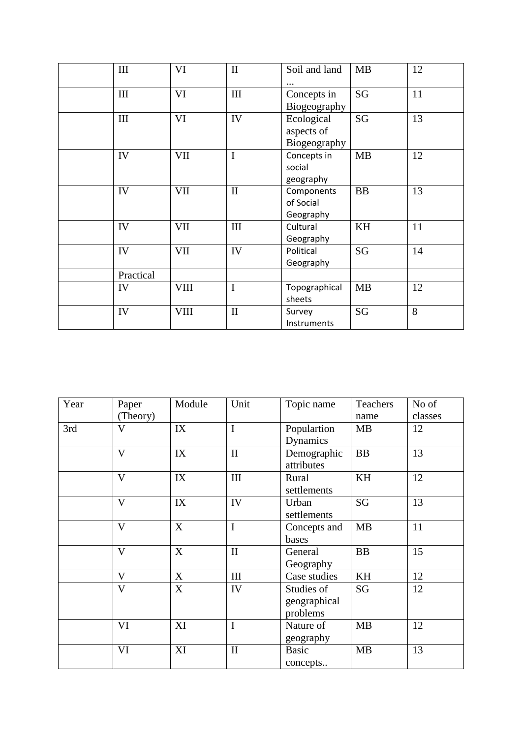| | | | | | | |
|---|---|---|---|---|---|---|
| | III | VI | II | Soil and land ... | MB | 12 |
| | III | VI | III | Concepts in Biogeography | SG | 11 |
| | III | VI | IV | Ecological aspects of Biogeography | SG | 13 |
| | IV | VII | I | Concepts in social geography | MB | 12 |
| | IV | VII | II | Components of Social Geography | BB | 13 |
| | IV | VII | III | Cultural Geography | KH | 11 |
| | IV | VII | IV | Political Geography | SG | 14 |
| | Practical | | | | | |
| | IV | VIII | I | Topographical sheets | MB | 12 |
| | IV | VIII | II | Survey Instruments | SG | 8 |

| Year | Paper (Theory) | Module | Unit | Topic name | Teachers name | No of classes |
|---|---|---|---|---|---|---|
| 3rd | V | IX | I | Populartion Dynamics | MB | 12 |
| | V | IX | II | Demographic attributes | BB | 13 |
| | V | IX | III | Rural settlements | KH | 12 |
| | V | IX | IV | Urban settlements | SG | 13 |
| | V | X | I | Concepts and bases | MB | 11 |
| | V | X | II | General Geography | BB | 15 |
| | V | X | III | Case studies | KH | 12 |
| | V | X | IV | Studies of geographical problems | SG | 12 |
| | VI | XI | I | Nature of geography | MB | 12 |
| | VI | XI | II | Basic concepts.. | MB | 13 |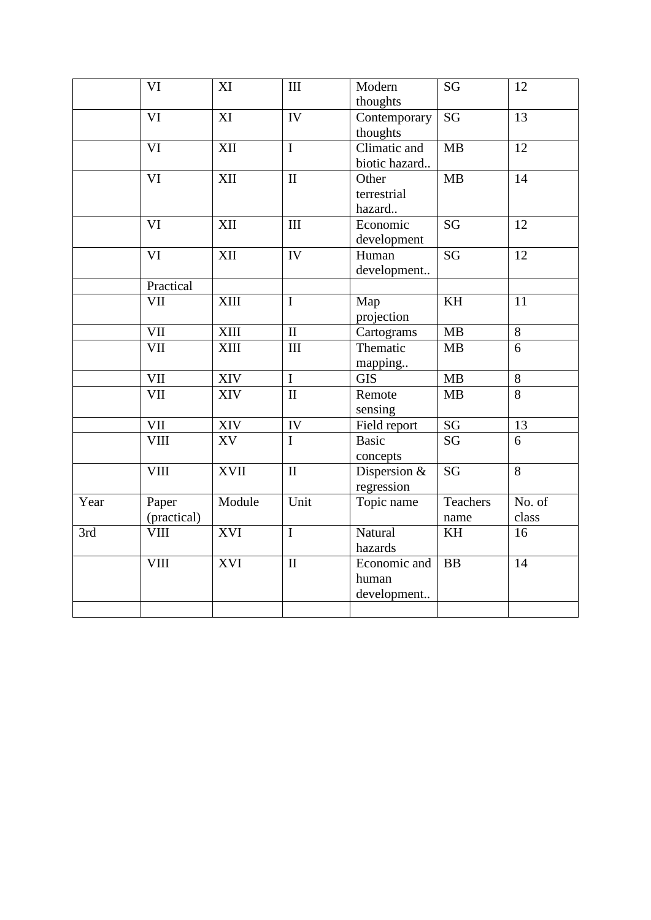|  | VI | XI | III | Modern thoughts | SG | 12 |
|---|---|---|---|---|---|---|
|  | VI | XI | IV | Contemporary thoughts | SG | 13 |
|  | VI | XII | I | Climatic and biotic hazard.. | MB | 12 |
|  | VI | XII | II | Other terrestrial hazard.. | MB | 14 |
|  | VI | XII | III | Economic development | SG | 12 |
|  | VI | XII | IV | Human development.. | SG | 12 |
|  | Practical |  |  |  |  |  |
|  | VII | XIII | I | Map projection | KH | 11 |
|  | VII | XIII | II | Cartograms | MB | 8 |
|  | VII | XIII | III | Thematic mapping.. | MB | 6 |
|  | VII | XIV | I | GIS | MB | 8 |
|  | VII | XIV | II | Remote sensing | MB | 8 |
|  | VII | XIV | IV | Field report | SG | 13 |
|  | VIII | XV | I | Basic concepts | SG | 6 |
|  | VIII | XVII | II | Dispersion & regression | SG | 8 |
| Year | Paper (practical) | Module | Unit | Topic name | Teachers name | No. of class |
| 3rd | VIII | XVI | I | Natural hazards | KH | 16 |
|  | VIII | XVI | II | Economic and human development.. | BB | 14 |
|  |  |  |  |  |  |  |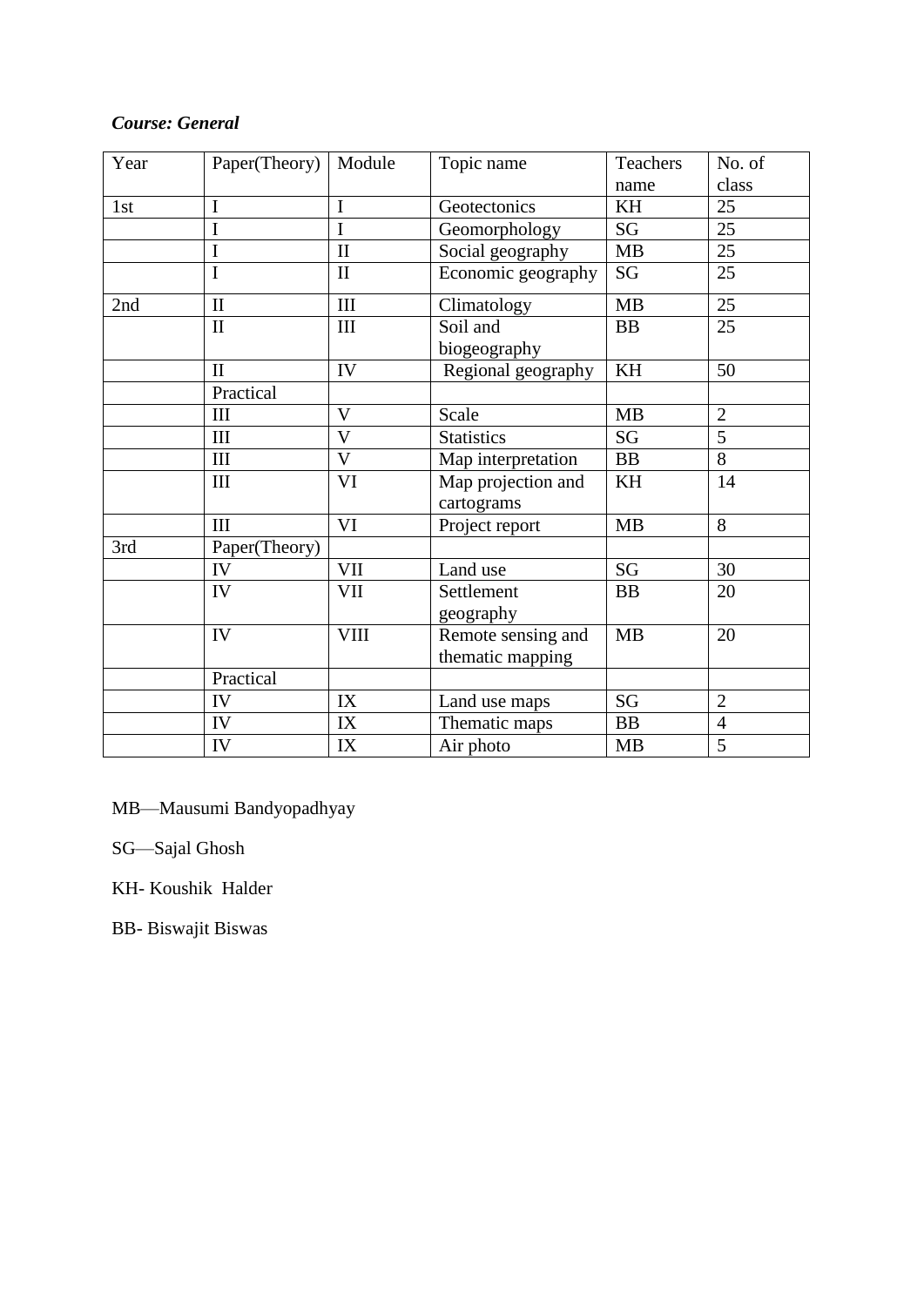***Course: General***

| Year | Paper(Theory) | Module | Topic name | Teachers name | No. of class |
| --- | --- | --- | --- | --- | --- |
| 1st | I | I | Geotectonics | KH | 25 |
| | I | I | Geomorphology | SG | 25 |
| | I | II | Social geography | MB | 25 |
| | I | II | Economic geography | SG | 25 |
| 2nd | II | III | Climatology | MB | 25 |
| | II | III | Soil and biogeography | BB | 25 |
| | II | IV | Regional geography | KH | 50 |
| | Practical | | | | |
| | III | V | Scale | MB | 2 |
| | III | V | Statistics | SG | 5 |
| | III | V | Map interpretation | BB | 8 |
| | III | VI | Map projection and cartograms | KH | 14 |
| | III | VI | Project report | MB | 8 |
| 3rd | Paper(Theory) | | | | |
| | IV | VII | Land use | SG | 30 |
| | IV | VII | Settlement geography | BB | 20 |
| | IV | VIII | Remote sensing and thematic mapping | MB | 20 |
| | Practical | | | | |
| | IV | IX | Land use maps | SG | 2 |
| | IV | IX | Thematic maps | BB | 4 |
| | IV | IX | Air photo | MB | 5 |

MB—Mausumi Bandyopadhyay

SG—Sajal Ghosh

KH- Koushik Halder

BB- Biswajit Biswas